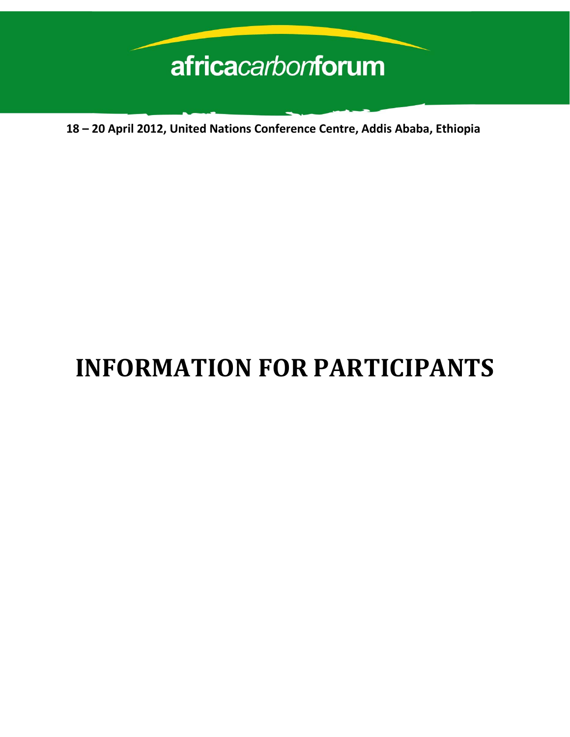africacarbonforum

**18 – 20 April 2012, United Nations Conference Centre, Addis Ababa, Ethiopia**

# INFORMATION FOR PARTICIPANTS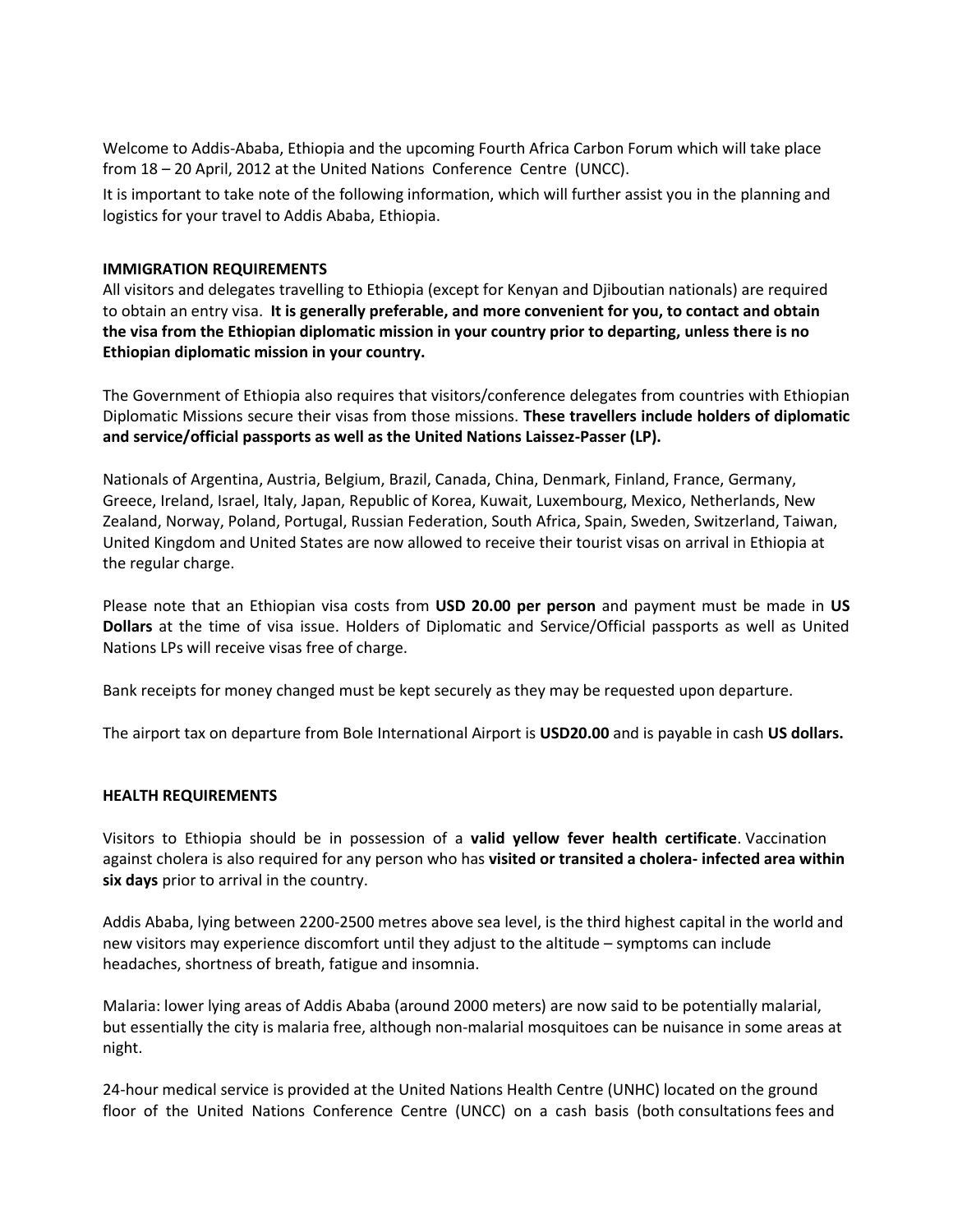Welcome to Addis-Ababa, Ethiopia and the upcoming Fourth Africa Carbon Forum which will take place from 18 – 20 April, 2012 at the United Nations Conference Centre (UNCC).

It is important to take note of the following information, which will further assist you in the planning and logistics for your travel to Addis Ababa, Ethiopia.

**IMMIGRATION REQUIREMENTS**

All visitors and delegates travelling to Ethiopia (except for Kenyan and Djiboutian nationals) are required to obtain an entry visa. **It is generally preferable, and more convenient for you, to contact and obtain the visa from the Ethiopian diplomatic mission in your country prior to departing, unless there is no Ethiopian diplomatic mission in your country.**

The Government of Ethiopia also requires that visitors/conference delegates from countries with Ethiopian Diplomatic Missions secure their visas from those missions. **These travellers include holders of diplomatic and service/official passports as well as the United Nations Laissez-Passer (LP).**

Nationals of Argentina, Austria, Belgium, Brazil, Canada, China, Denmark, Finland, France, Germany, Greece, Ireland, Israel, Italy, Japan, Republic of Korea, Kuwait, Luxembourg, Mexico, Netherlands, New Zealand, Norway, Poland, Portugal, Russian Federation, South Africa, Spain, Sweden, Switzerland, Taiwan, United Kingdom and United States are now allowed to receive their tourist visas on arrival in Ethiopia at the regular charge.

Please note that an Ethiopian visa costs from **USD 20.00 per person** and payment must be made in **US Dollars** at the time of visa issue. Holders of Diplomatic and Service/Official passports as well as United Nations LPs will receive visas free of charge.

Bank receipts for money changed must be kept securely as they may be requested upon departure.

The airport tax on departure from Bole International Airport is **USD20.00** and is payable in cash **US dollars.**

**HEALTH REQUIREMENTS**

Visitors to Ethiopia should be in possession of a **valid yellow fever health certificate**. Vaccination against cholera is also required for any person who has **visited or transited a cholera- infected area within six days** prior to arrival in the country.

Addis Ababa, lying between 2200-2500 metres above sea level, is the third highest capital in the world and new visitors may experience discomfort until they adjust to the altitude – symptoms can include headaches, shortness of breath, fatigue and insomnia.

Malaria: lower lying areas of Addis Ababa (around 2000 meters) are now said to be potentially malarial, but essentially the city is malaria free, although non-malarial mosquitoes can be nuisance in some areas at night.

24-hour medical service is provided at the United Nations Health Centre (UNHC) located on the ground floor of the United Nations Conference Centre (UNCC) on a cash basis (both consultations fees and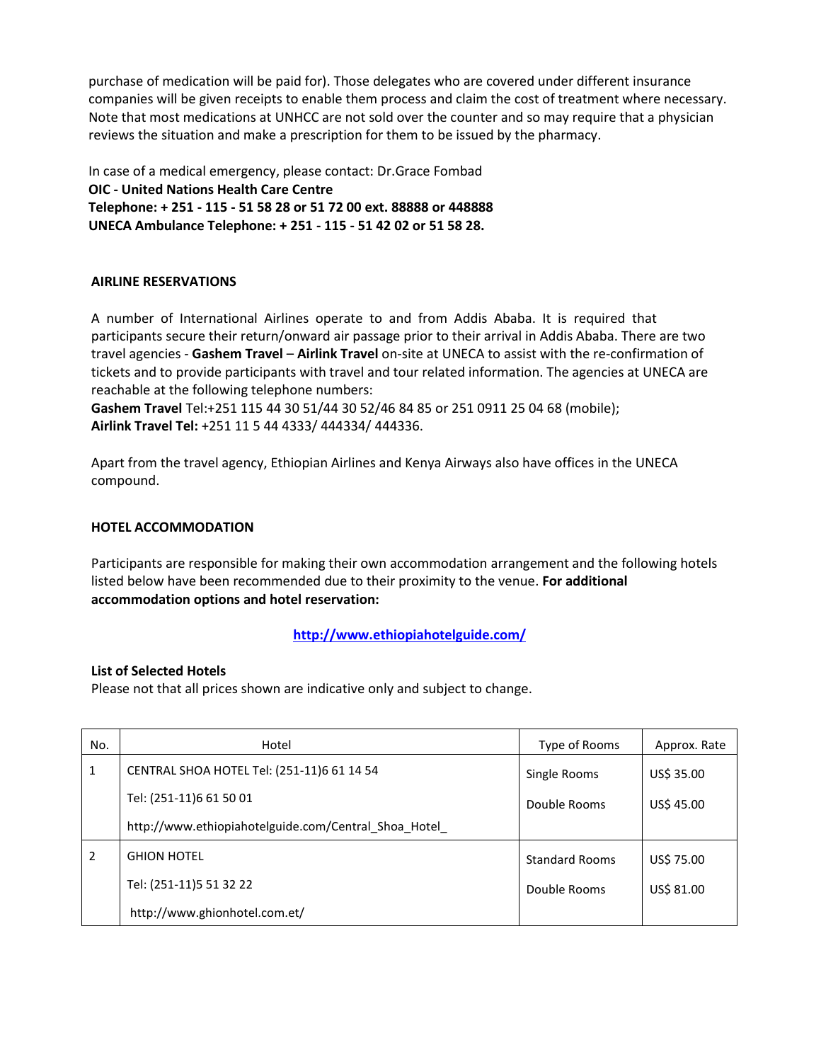purchase of medication will be paid for). Those delegates who are covered under different insurance companies will be given receipts to enable them process and claim the cost of treatment where necessary. Note that most medications at UNHCC are not sold over the counter and so may require that a physician reviews the situation and make a prescription for them to be issued by the pharmacy.

In case of a medical emergency, please contact: Dr.Grace Fombad
**OIC - United Nations Health Care Centre**
**Telephone: + 251 - 115 - 51 58 28 or 51 72 00 ext. 88888 or 448888**
**UNECA Ambulance Telephone: + 251 - 115 - 51 42 02 or 51 58 28.**

## AIRLINE RESERVATIONS

A number of International Airlines operate to and from Addis Ababa. It is required that participants secure their return/onward air passage prior to their arrival in Addis Ababa. There are two travel agencies - **Gashem Travel** – **Airlink Travel** on-site at UNECA to assist with the re-confirmation of tickets and to provide participants with travel and tour related information. The agencies at UNECA are reachable at the following telephone numbers:
**Gashem Travel** Tel:+251 115 44 30 51/44 30 52/46 84 85 or 251 0911 25 04 68 (mobile);
**Airlink Travel Tel:** +251 11 5 44 4333/ 444334/ 444336.

Apart from the travel agency, Ethiopian Airlines and Kenya Airways also have offices in the UNECA compound.

## HOTEL ACCOMMODATION

Participants are responsible for making their own accommodation arrangement and the following hotels listed below have been recommended due to their proximity to the venue. **For additional accommodation options and hotel reservation:**

http://www.ethiopiahotelguide.com/

**List of Selected Hotels**
Please not that all prices shown are indicative only and subject to change.

| No. | Hotel | Type of Rooms | Approx. Rate |
|---|---|---|---|
| 1 | CENTRAL SHOA HOTEL Tel: (251-11)6 61 14 54<br>Tel: (251-11)6 61 50 01<br>http://www.ethiopiahotelguide.com/Central_Shoa_Hotel_ | Single Rooms<br>Double Rooms | US$ 35.00<br>US$ 45.00 |
| 2 | GHION HOTEL<br>Tel: (251-11)5 51 32 22<br>http://www.ghionhotel.com.et/ | Standard Rooms<br>Double Rooms | US$ 75.00<br>US$ 81.00 |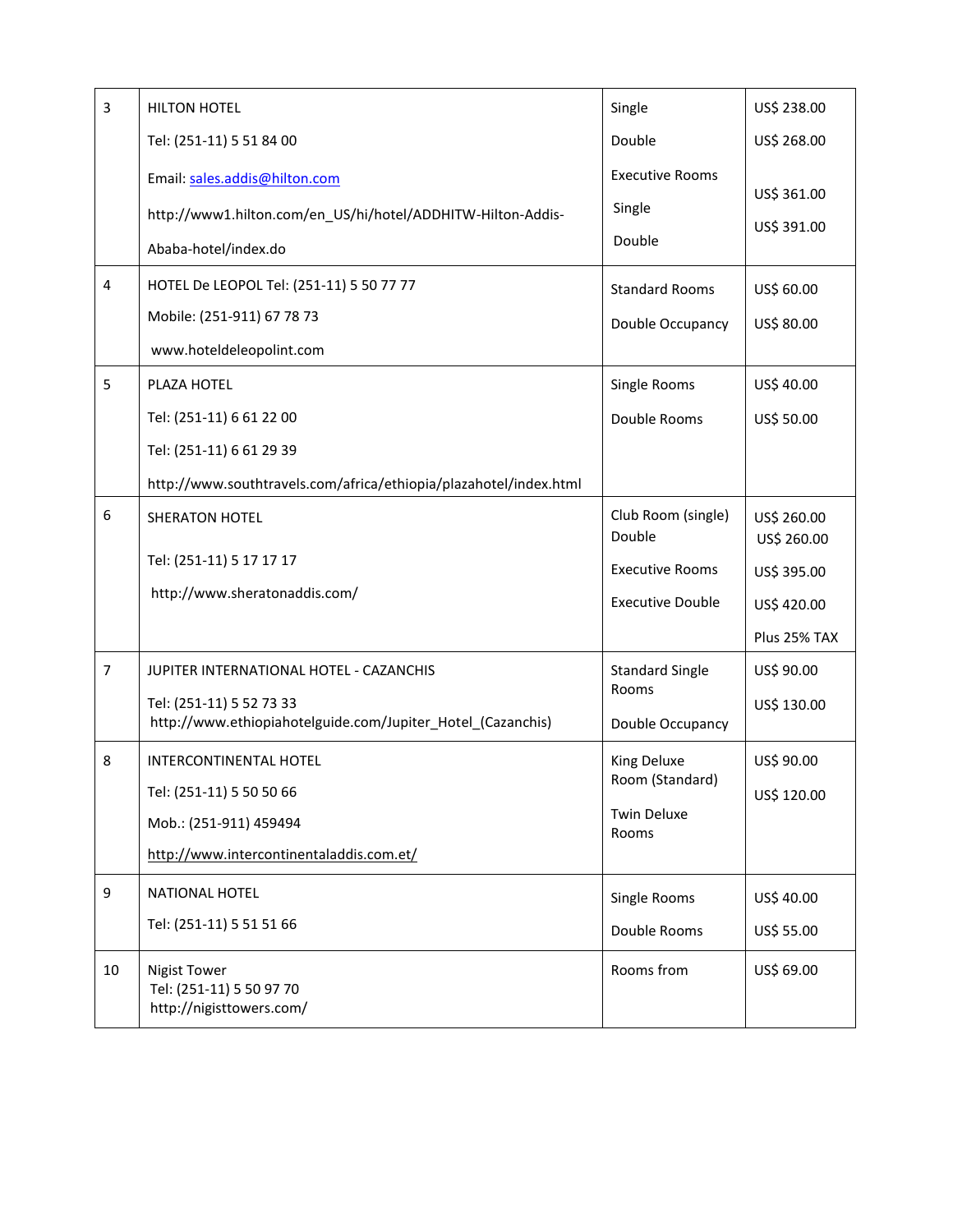| 3 | HILTON HOTEL<br>Tel: (251-11) 5 51 84 00<br>Email: sales.addis@hilton.com<br>http://www1.hilton.com/en_US/hi/hotel/ADDHITW-Hilton-Addis-Ababa-hotel/index.do | Single<br>Double<br>Executive Rooms<br>Single<br>Double | US$ 238.00<br>US$ 268.00<br><br>US$ 361.00<br>US$ 391.00 |
|---|---|---|---|
| 4 | HOTEL De LEOPOL Tel: (251-11) 5 50 77 77<br>Mobile: (251-911) 67 78 73<br>www.hoteldeleopolint.com | Standard Rooms<br>Double Occupancy | US$ 60.00<br>US$ 80.00 |
| 5 | PLAZA HOTEL<br>Tel: (251-11) 6 61 22 00<br>Tel: (251-11) 6 61 29 39<br>http://www.southtravels.com/africa/ethiopia/plazahotel/index.html | Single Rooms<br>Double Rooms | US$ 40.00<br>US$ 50.00 |
| 6 | SHERATON HOTEL<br>Tel: (251-11) 5 17 17 17<br>http://www.sheratonaddis.com/ | Club Room (single)<br>Double<br>Executive Rooms<br>Executive Double | US$ 260.00<br>US$ 260.00<br>US$ 395.00<br>US$ 420.00<br>Plus 25% TAX |
| 7 | JUPITER INTERNATIONAL HOTEL - CAZANCHIS<br>Tel: (251-11) 5 52 73 33<br>http://www.ethiopiahotelguide.com/Jupiter_Hotel_(Cazanchis) | Standard Single Rooms<br>Double Occupancy | US$ 90.00<br>US$ 130.00 |
| 8 | INTERCONTINENTAL HOTEL<br>Tel: (251-11) 5 50 50 66<br>Mob.: (251-911) 459494<br>http://www.intercontinentaladdis.com.et/ | King Deluxe Room (Standard)<br>Twin Deluxe Rooms | US$ 90.00<br>US$ 120.00 |
| 9 | NATIONAL HOTEL<br>Tel: (251-11) 5 51 51 66 | Single Rooms<br>Double Rooms | US$ 40.00<br>US$ 55.00 |
| 10 | Nigist Tower<br>Tel: (251-11) 5 50 97 70<br>http://nigisttowers.com/ | Rooms from | US$ 69.00 |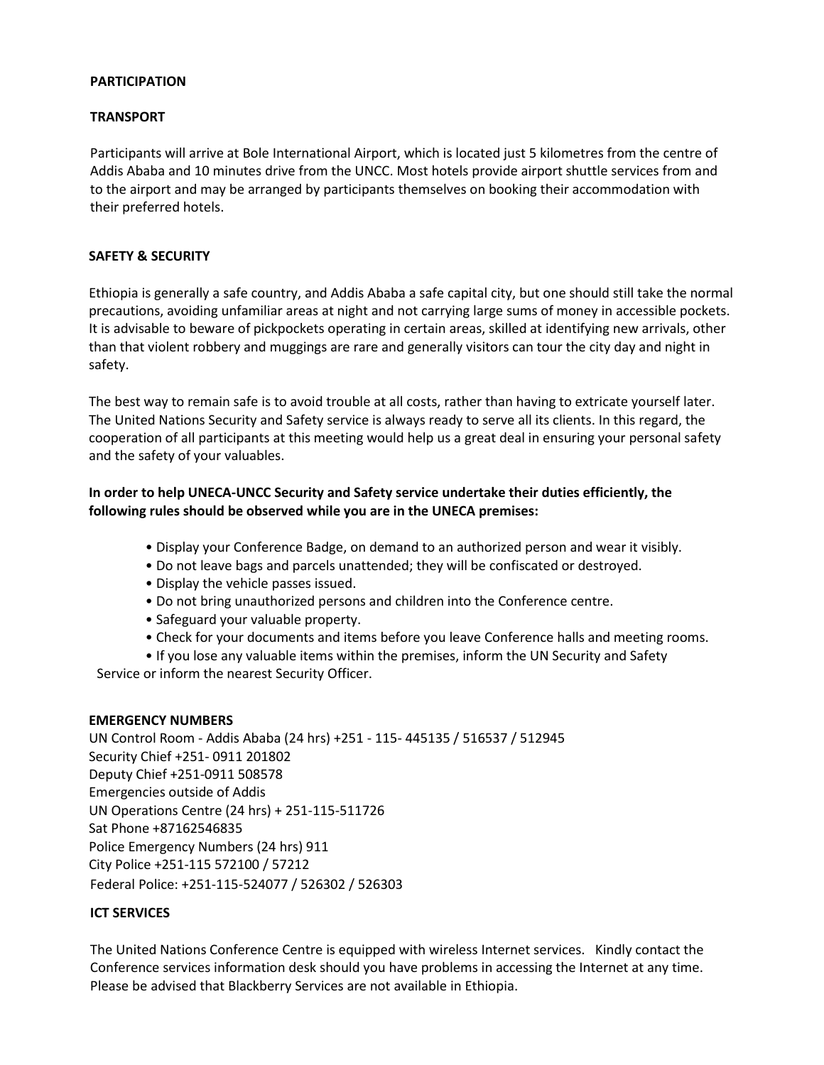## PARTICIPATION

### TRANSPORT

Participants will arrive at Bole International Airport, which is located just 5 kilometres from the centre of Addis Ababa and 10 minutes drive from the UNCC. Most hotels provide airport shuttle services from and to the airport and may be arranged by participants themselves on booking their accommodation with their preferred hotels.

### SAFETY & SECURITY

Ethiopia is generally a safe country, and Addis Ababa a safe capital city, but one should still take the normal precautions, avoiding unfamiliar areas at night and not carrying large sums of money in accessible pockets. It is advisable to beware of pickpockets operating in certain areas, skilled at identifying new arrivals, other than that violent robbery and muggings are rare and generally visitors can tour the city day and night in safety.

The best way to remain safe is to avoid trouble at all costs, rather than having to extricate yourself later. The United Nations Security and Safety service is always ready to serve all its clients. In this regard, the cooperation of all participants at this meeting would help us a great deal in ensuring your personal safety and the safety of your valuables.

**In order to help UNECA-UNCC Security and Safety service undertake their duties efficiently, the following rules should be observed while you are in the UNECA premises:**

- Display your Conference Badge, on demand to an authorized person and wear it visibly.
- Do not leave bags and parcels unattended; they will be confiscated or destroyed.
- Display the vehicle passes issued.
- Do not bring unauthorized persons and children into the Conference centre.
- Safeguard your valuable property.
- Check for your documents and items before you leave Conference halls and meeting rooms.
- If you lose any valuable items within the premises, inform the UN Security and Safety Service or inform the nearest Security Officer.

### EMERGENCY NUMBERS

UN Control Room - Addis Ababa (24 hrs) +251 - 115- 445135 / 516537 / 512945
Security Chief +251- 0911 201802
Deputy Chief +251-0911 508578
Emergencies outside of Addis
UN Operations Centre (24 hrs) + 251-115-511726
Sat Phone +87162546835
Police Emergency Numbers (24 hrs) 911
City Police +251-115 572100 / 57212
Federal Police: +251-115-524077 / 526302 / 526303

### ICT SERVICES

The United Nations Conference Centre is equipped with wireless Internet services. Kindly contact the Conference services information desk should you have problems in accessing the Internet at any time. Please be advised that Blackberry Services are not available in Ethiopia.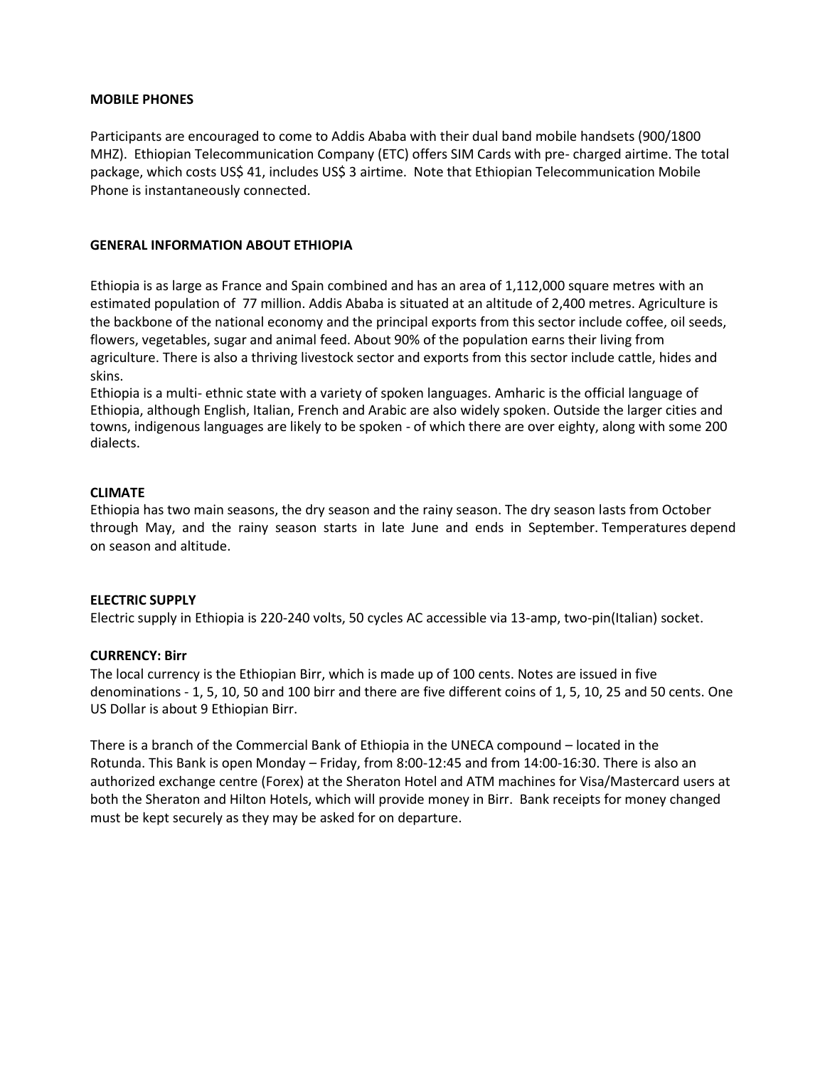**MOBILE PHONES**

Participants are encouraged to come to Addis Ababa with their dual band mobile handsets (900/1800 MHZ). Ethiopian Telecommunication Company (ETC) offers SIM Cards with pre- charged airtime. The total package, which costs US$ 41, includes US$ 3 airtime. Note that Ethiopian Telecommunication Mobile Phone is instantaneously connected.

**GENERAL INFORMATION ABOUT ETHIOPIA**

Ethiopia is as large as France and Spain combined and has an area of 1,112,000 square metres with an estimated population of 77 million. Addis Ababa is situated at an altitude of 2,400 metres. Agriculture is the backbone of the national economy and the principal exports from this sector include coffee, oil seeds, flowers, vegetables, sugar and animal feed. About 90% of the population earns their living from agriculture. There is also a thriving livestock sector and exports from this sector include cattle, hides and skins.
Ethiopia is a multi- ethnic state with a variety of spoken languages. Amharic is the official language of Ethiopia, although English, Italian, French and Arabic are also widely spoken. Outside the larger cities and towns, indigenous languages are likely to be spoken - of which there are over eighty, along with some 200 dialects.

**CLIMATE**
Ethiopia has two main seasons, the dry season and the rainy season. The dry season lasts from October through May, and the rainy season starts in late June and ends in September. Temperatures depend on season and altitude.

**ELECTRIC SUPPLY**
Electric supply in Ethiopia is 220-240 volts, 50 cycles AC accessible via 13-amp, two-pin(Italian) socket.

**CURRENCY: Birr**
The local currency is the Ethiopian Birr, which is made up of 100 cents. Notes are issued in five denominations - 1, 5, 10, 50 and 100 birr and there are five different coins of 1, 5, 10, 25 and 50 cents. One US Dollar is about 9 Ethiopian Birr.

There is a branch of the Commercial Bank of Ethiopia in the UNECA compound – located in the Rotunda. This Bank is open Monday – Friday, from 8:00-12:45 and from 14:00-16:30. There is also an authorized exchange centre (Forex) at the Sheraton Hotel and ATM machines for Visa/Mastercard users at both the Sheraton and Hilton Hotels, which will provide money in Birr. Bank receipts for money changed must be kept securely as they may be asked for on departure.